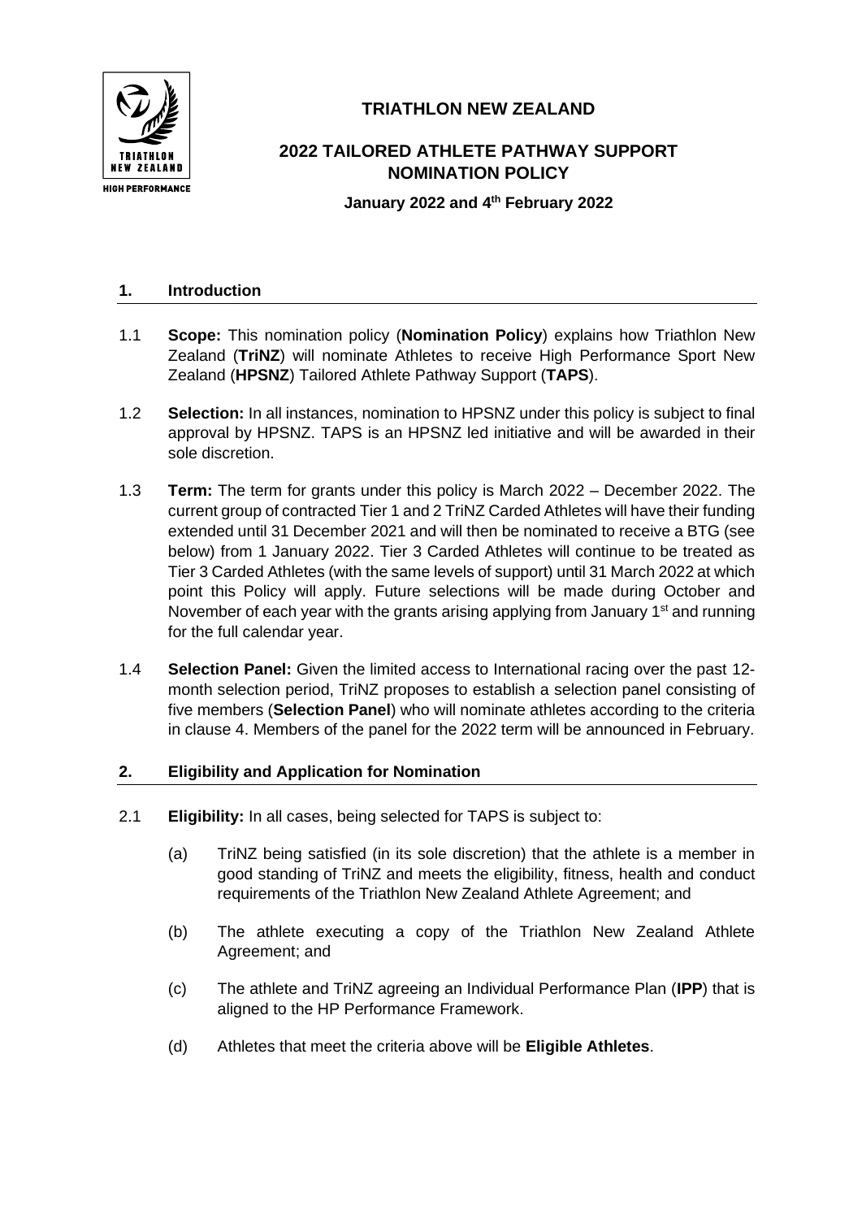# TRIATHLON NEW ZEALAND

## 2022 TAILORED ATHLETE PATHWAY SUPPORT NOMINATION POLICY

**January 2022 and 4th February 2022**

### 1. Introduction

1.1 **Scope:** This nomination policy (**Nomination Policy**) explains how Triathlon New Zealand (**TriNZ**) will nominate Athletes to receive High Performance Sport New Zealand (**HPSNZ**) Tailored Athlete Pathway Support (**TAPS**).

1.2 **Selection:** In all instances, nomination to HPSNZ under this policy is subject to final approval by HPSNZ. TAPS is an HPSNZ led initiative and will be awarded in their sole discretion.

1.3 **Term:** The term for grants under this policy is March 2022 – December 2022. The current group of contracted Tier 1 and 2 TriNZ Carded Athletes will have their funding extended until 31 December 2021 and will then be nominated to receive a BTG (see below) from 1 January 2022. Tier 3 Carded Athletes will continue to be treated as Tier 3 Carded Athletes (with the same levels of support) until 31 March 2022 at which point this Policy will apply. Future selections will be made during October and November of each year with the grants arising applying from January 1st and running for the full calendar year.

1.4 **Selection Panel:** Given the limited access to International racing over the past 12-month selection period, TriNZ proposes to establish a selection panel consisting of five members (**Selection Panel**) who will nominate athletes according to the criteria in clause 4. Members of the panel for the 2022 term will be announced in February.

### 2. Eligibility and Application for Nomination

2.1 **Eligibility:** In all cases, being selected for TAPS is subject to:

(a) TriNZ being satisfied (in its sole discretion) that the athlete is a member in good standing of TriNZ and meets the eligibility, fitness, health and conduct requirements of the Triathlon New Zealand Athlete Agreement; and

(b) The athlete executing a copy of the Triathlon New Zealand Athlete Agreement; and

(c) The athlete and TriNZ agreeing an Individual Performance Plan (**IPP**) that is aligned to the HP Performance Framework.

(d) Athletes that meet the criteria above will be **Eligible Athletes**.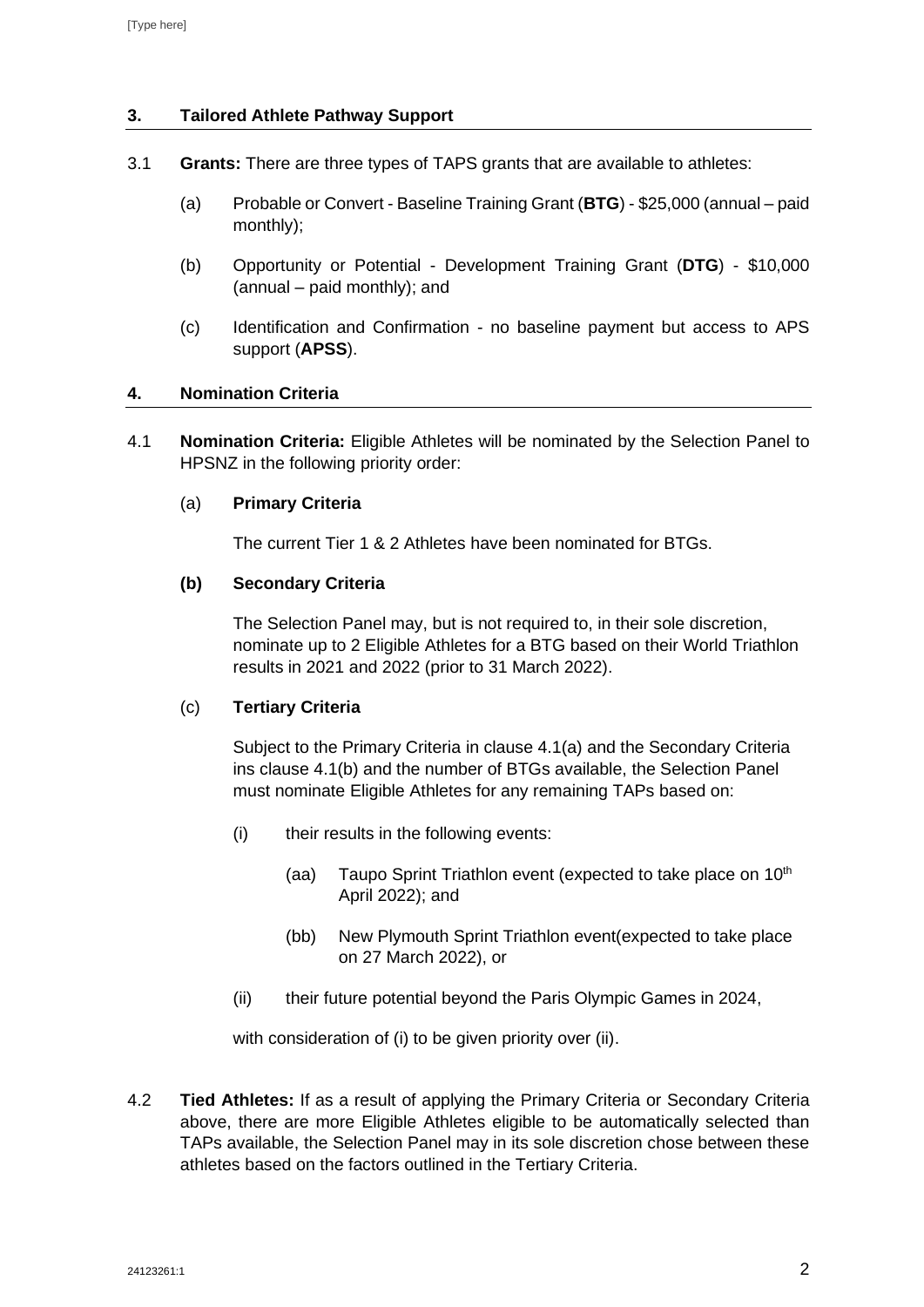## 3. Tailored Athlete Pathway Support

3.1 **Grants:** There are three types of TAPS grants that are available to athletes:

(a) Probable or Convert - Baseline Training Grant (**BTG**) - $25,000 (annual – paid monthly);

(b) Opportunity or Potential - Development Training Grant (**DTG**) - $10,000 (annual – paid monthly); and

(c) Identification and Confirmation - no baseline payment but access to APS support (**APSS**).

## 4. Nomination Criteria

4.1 **Nomination Criteria:** Eligible Athletes will be nominated by the Selection Panel to HPSNZ in the following priority order:

(a) **Primary Criteria**

The current Tier 1 & 2 Athletes have been nominated for BTGs.

**(b) Secondary Criteria**

The Selection Panel may, but is not required to, in their sole discretion, nominate up to 2 Eligible Athletes for a BTG based on their World Triathlon results in 2021 and 2022 (prior to 31 March 2022).

(c) **Tertiary Criteria**

Subject to the Primary Criteria in clause 4.1(a) and the Secondary Criteria ins clause 4.1(b) and the number of BTGs available, the Selection Panel must nominate Eligible Athletes for any remaining TAPs based on:

(i) their results in the following events:

(aa) Taupo Sprint Triathlon event (expected to take place on 10th April 2022); and

(bb) New Plymouth Sprint Triathlon event(expected to take place on 27 March 2022), or

(ii) their future potential beyond the Paris Olympic Games in 2024,

with consideration of (i) to be given priority over (ii).

4.2 **Tied Athletes:** If as a result of applying the Primary Criteria or Secondary Criteria above, there are more Eligible Athletes eligible to be automatically selected than TAPs available, the Selection Panel may in its sole discretion chose between these athletes based on the factors outlined in the Tertiary Criteria.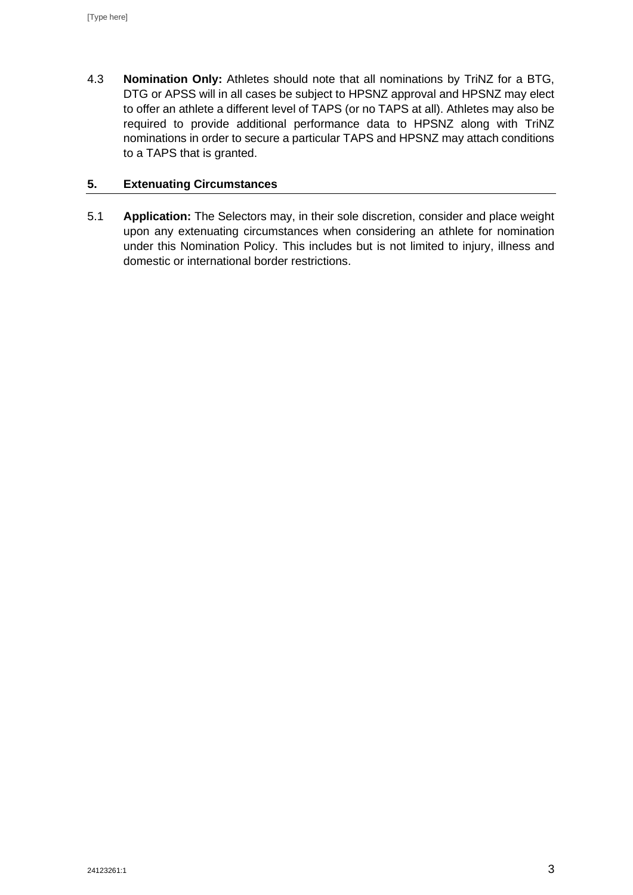4.3 **Nomination Only:** Athletes should note that all nominations by TriNZ for a BTG, DTG or APSS will in all cases be subject to HPSNZ approval and HPSNZ may elect to offer an athlete a different level of TAPS (or no TAPS at all). Athletes may also be required to provide additional performance data to HPSNZ along with TriNZ nominations in order to secure a particular TAPS and HPSNZ may attach conditions to a TAPS that is granted.

## 5. Extenuating Circumstances

5.1 **Application:** The Selectors may, in their sole discretion, consider and place weight upon any extenuating circumstances when considering an athlete for nomination under this Nomination Policy. This includes but is not limited to injury, illness and domestic or international border restrictions.